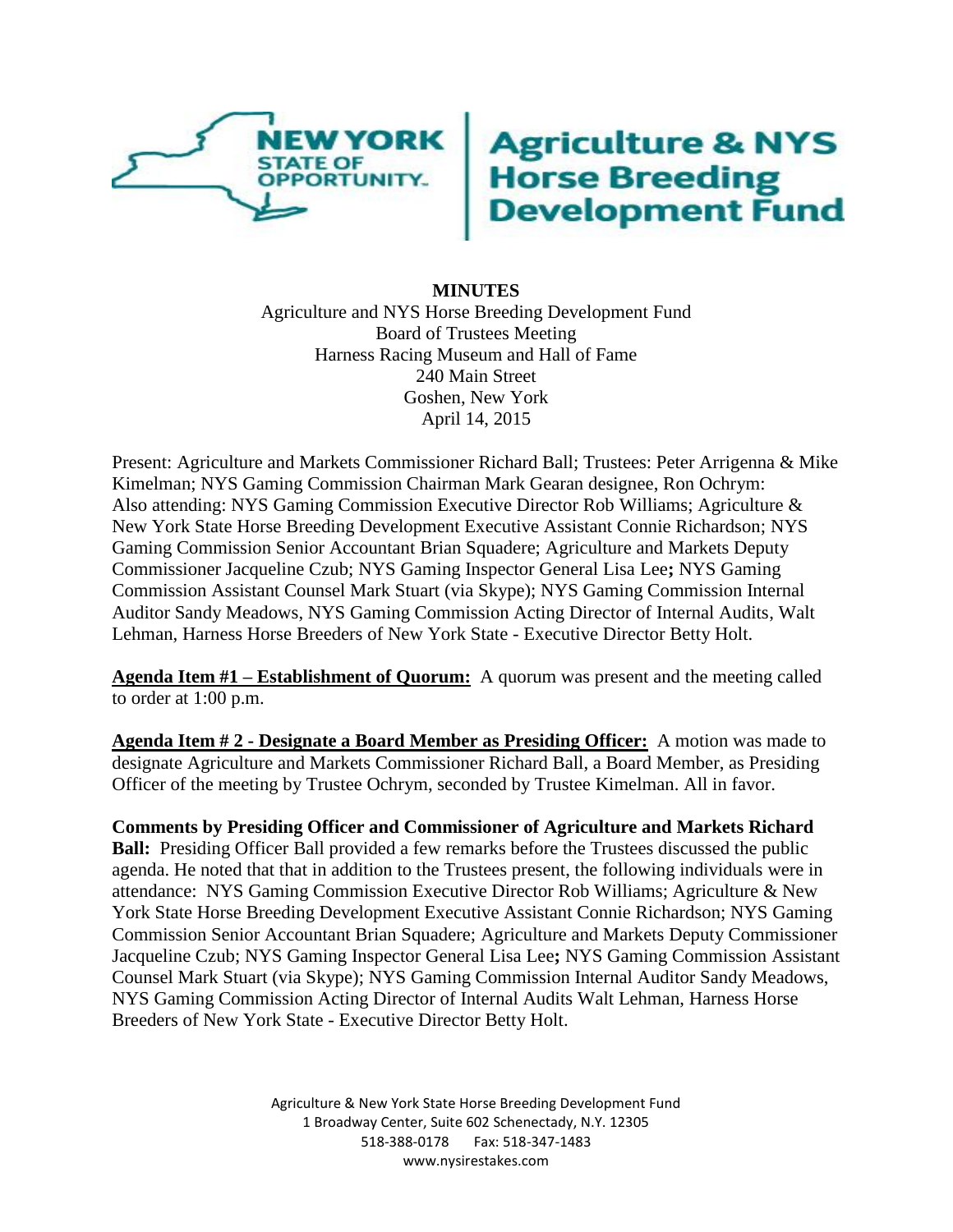**Agriculture & NYS Horse Breeding Development Fund**

**MINUTES**
Agriculture and NYS Horse Breeding Development Fund
Board of Trustees Meeting
Harness Racing Museum and Hall of Fame
240 Main Street
Goshen, New York
April 14, 2015

Present: Agriculture and Markets Commissioner Richard Ball; Trustees: Peter Arrigenna & Mike Kimelman; NYS Gaming Commission Chairman Mark Gearan designee, Ron Ochrym: Also attending: NYS Gaming Commission Executive Director Rob Williams; Agriculture & New York State Horse Breeding Development Executive Assistant Connie Richardson; NYS Gaming Commission Senior Accountant Brian Squadere; Agriculture and Markets Deputy Commissioner Jacqueline Czub; NYS Gaming Inspector General Lisa Lee**;** NYS Gaming Commission Assistant Counsel Mark Stuart (via Skype); NYS Gaming Commission Internal Auditor Sandy Meadows, NYS Gaming Commission Acting Director of Internal Audits, Walt Lehman, Harness Horse Breeders of New York State - Executive Director Betty Holt.

**Agenda Item #1 – Establishment of Quorum:** A quorum was present and the meeting called to order at 1:00 p.m.

**Agenda Item # 2 - Designate a Board Member as Presiding Officer:** A motion was made to designate Agriculture and Markets Commissioner Richard Ball, a Board Member, as Presiding Officer of the meeting by Trustee Ochrym, seconded by Trustee Kimelman. All in favor.

**Comments by Presiding Officer and Commissioner of Agriculture and Markets Richard Ball:** Presiding Officer Ball provided a few remarks before the Trustees discussed the public agenda. He noted that that in addition to the Trustees present, the following individuals were in attendance: NYS Gaming Commission Executive Director Rob Williams; Agriculture & New York State Horse Breeding Development Executive Assistant Connie Richardson; NYS Gaming Commission Senior Accountant Brian Squadere; Agriculture and Markets Deputy Commissioner Jacqueline Czub; NYS Gaming Inspector General Lisa Lee**;** NYS Gaming Commission Assistant Counsel Mark Stuart (via Skype); NYS Gaming Commission Internal Auditor Sandy Meadows, NYS Gaming Commission Acting Director of Internal Audits Walt Lehman, Harness Horse Breeders of New York State - Executive Director Betty Holt.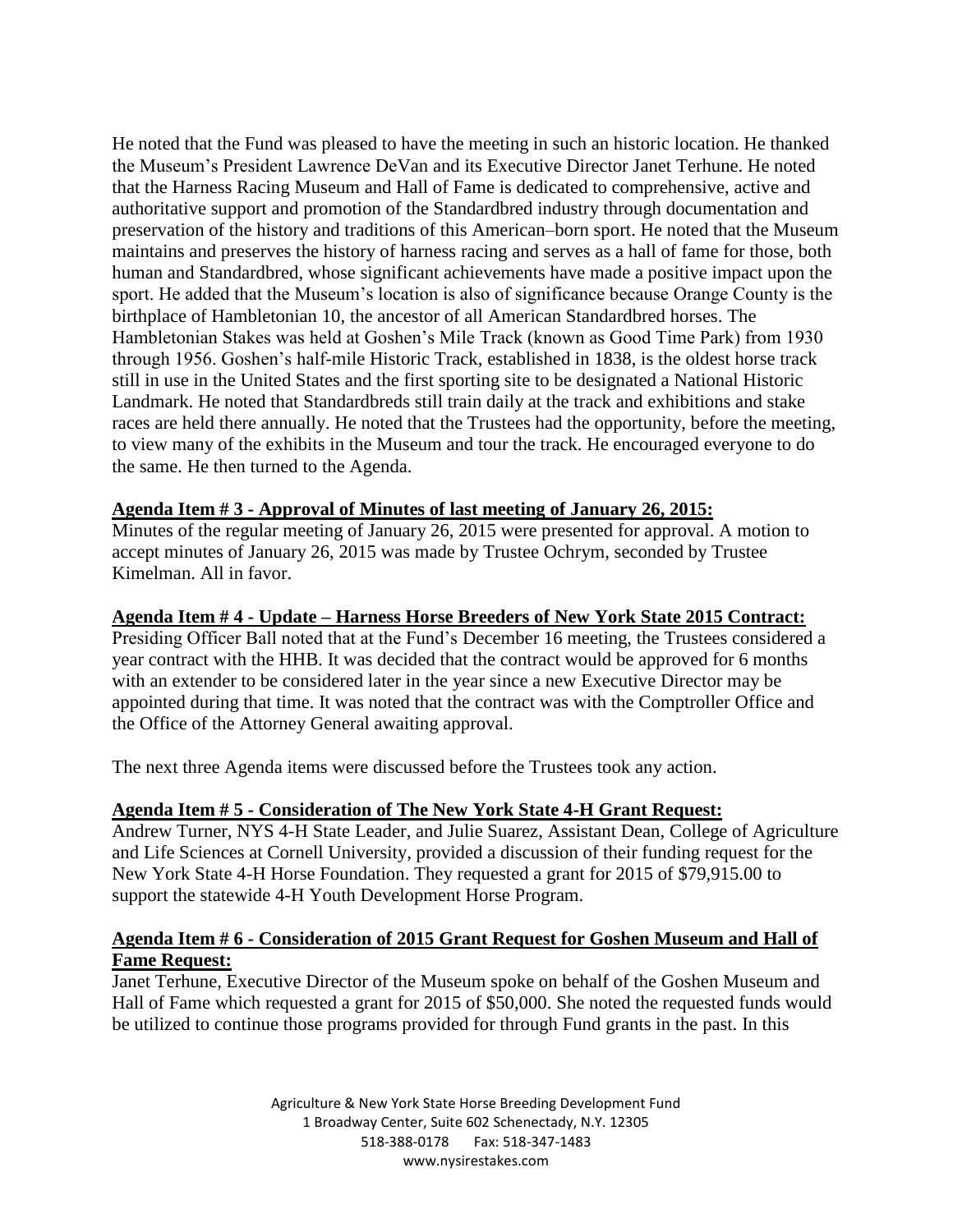He noted that the Fund was pleased to have the meeting in such an historic location. He thanked the Museum's President Lawrence DeVan and its Executive Director Janet Terhune. He noted that the Harness Racing Museum and Hall of Fame is dedicated to comprehensive, active and authoritative support and promotion of the Standardbred industry through documentation and preservation of the history and traditions of this American–born sport. He noted that the Museum maintains and preserves the history of harness racing and serves as a hall of fame for those, both human and Standardbred, whose significant achievements have made a positive impact upon the sport. He added that the Museum's location is also of significance because Orange County is the birthplace of Hambletonian 10, the ancestor of all American Standardbred horses. The Hambletonian Stakes was held at Goshen's Mile Track (known as Good Time Park) from 1930 through 1956. Goshen's half-mile Historic Track, established in 1838, is the oldest horse track still in use in the United States and the first sporting site to be designated a National Historic Landmark. He noted that Standardbreds still train daily at the track and exhibitions and stake races are held there annually. He noted that the Trustees had the opportunity, before the meeting, to view many of the exhibits in the Museum and tour the track. He encouraged everyone to do the same. He then turned to the Agenda.

**Agenda Item # 3 - Approval of Minutes of last meeting of January 26, 2015:**

Minutes of the regular meeting of January 26, 2015 were presented for approval. A motion to accept minutes of January 26, 2015 was made by Trustee Ochrym, seconded by Trustee Kimelman. All in favor.

**Agenda Item # 4 - Update – Harness Horse Breeders of New York State 2015 Contract:**

Presiding Officer Ball noted that at the Fund's December 16 meeting, the Trustees considered a year contract with the HHB. It was decided that the contract would be approved for 6 months with an extender to be considered later in the year since a new Executive Director may be appointed during that time. It was noted that the contract was with the Comptroller Office and the Office of the Attorney General awaiting approval.

The next three Agenda items were discussed before the Trustees took any action.

**Agenda Item # 5 - Consideration of The New York State 4-H Grant Request:**

Andrew Turner, NYS 4-H State Leader, and Julie Suarez, Assistant Dean, College of Agriculture and Life Sciences at Cornell University, provided a discussion of their funding request for the New York State 4-H Horse Foundation. They requested a grant for 2015 of $79,915.00 to support the statewide 4-H Youth Development Horse Program.

**Agenda Item # 6 - Consideration of 2015 Grant Request for Goshen Museum and Hall of Fame Request:**

Janet Terhune, Executive Director of the Museum spoke on behalf of the Goshen Museum and Hall of Fame which requested a grant for 2015 of $50,000. She noted the requested funds would be utilized to continue those programs provided for through Fund grants in the past. In this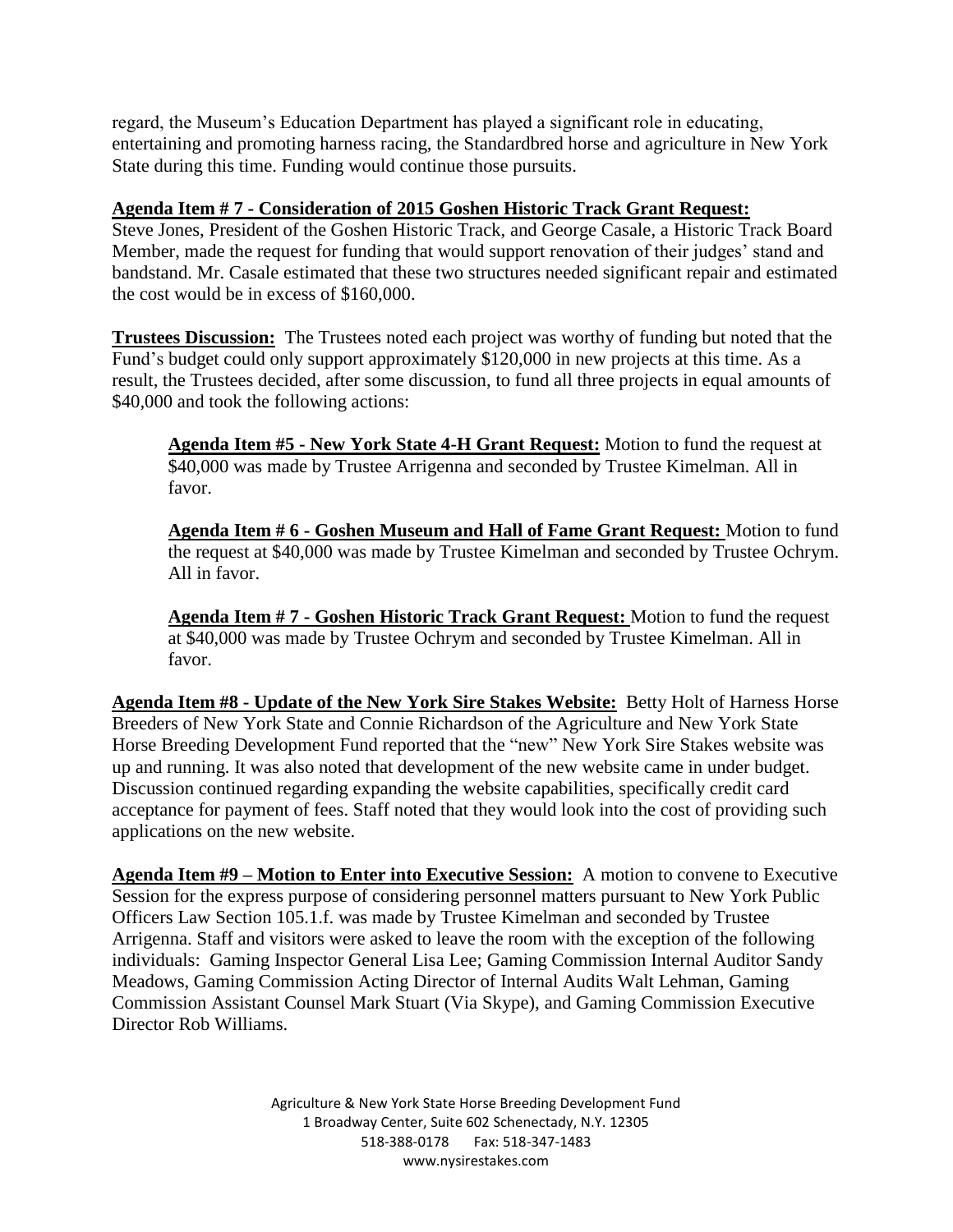regard, the Museum's Education Department has played a significant role in educating, entertaining and promoting harness racing, the Standardbred horse and agriculture in New York State during this time. Funding would continue those pursuits.

**Agenda Item # 7 - Consideration of 2015 Goshen Historic Track Grant Request:**
Steve Jones, President of the Goshen Historic Track, and George Casale, a Historic Track Board Member, made the request for funding that would support renovation of their judges' stand and bandstand. Mr. Casale estimated that these two structures needed significant repair and estimated the cost would be in excess of $160,000.

**Trustees Discussion:** The Trustees noted each project was worthy of funding but noted that the Fund's budget could only support approximately $120,000 in new projects at this time. As a result, the Trustees decided, after some discussion, to fund all three projects in equal amounts of $40,000 and took the following actions:

> **Agenda Item #5 - New York State 4-H Grant Request:** Motion to fund the request at $40,000 was made by Trustee Arrigenna and seconded by Trustee Kimelman. All in favor.
>
> **Agenda Item # 6 - Goshen Museum and Hall of Fame Grant Request:** Motion to fund the request at $40,000 was made by Trustee Kimelman and seconded by Trustee Ochrym. All in favor.
>
> **Agenda Item # 7 - Goshen Historic Track Grant Request:** Motion to fund the request at $40,000 was made by Trustee Ochrym and seconded by Trustee Kimelman. All in favor.

**Agenda Item #8 - Update of the New York Sire Stakes Website:** Betty Holt of Harness Horse Breeders of New York State and Connie Richardson of the Agriculture and New York State Horse Breeding Development Fund reported that the "new" New York Sire Stakes website was up and running. It was also noted that development of the new website came in under budget. Discussion continued regarding expanding the website capabilities, specifically credit card acceptance for payment of fees. Staff noted that they would look into the cost of providing such applications on the new website.

**Agenda Item #9 – Motion to Enter into Executive Session:** A motion to convene to Executive Session for the express purpose of considering personnel matters pursuant to New York Public Officers Law Section 105.1.f. was made by Trustee Kimelman and seconded by Trustee Arrigenna. Staff and visitors were asked to leave the room with the exception of the following individuals: Gaming Inspector General Lisa Lee; Gaming Commission Internal Auditor Sandy Meadows, Gaming Commission Acting Director of Internal Audits Walt Lehman, Gaming Commission Assistant Counsel Mark Stuart (Via Skype), and Gaming Commission Executive Director Rob Williams.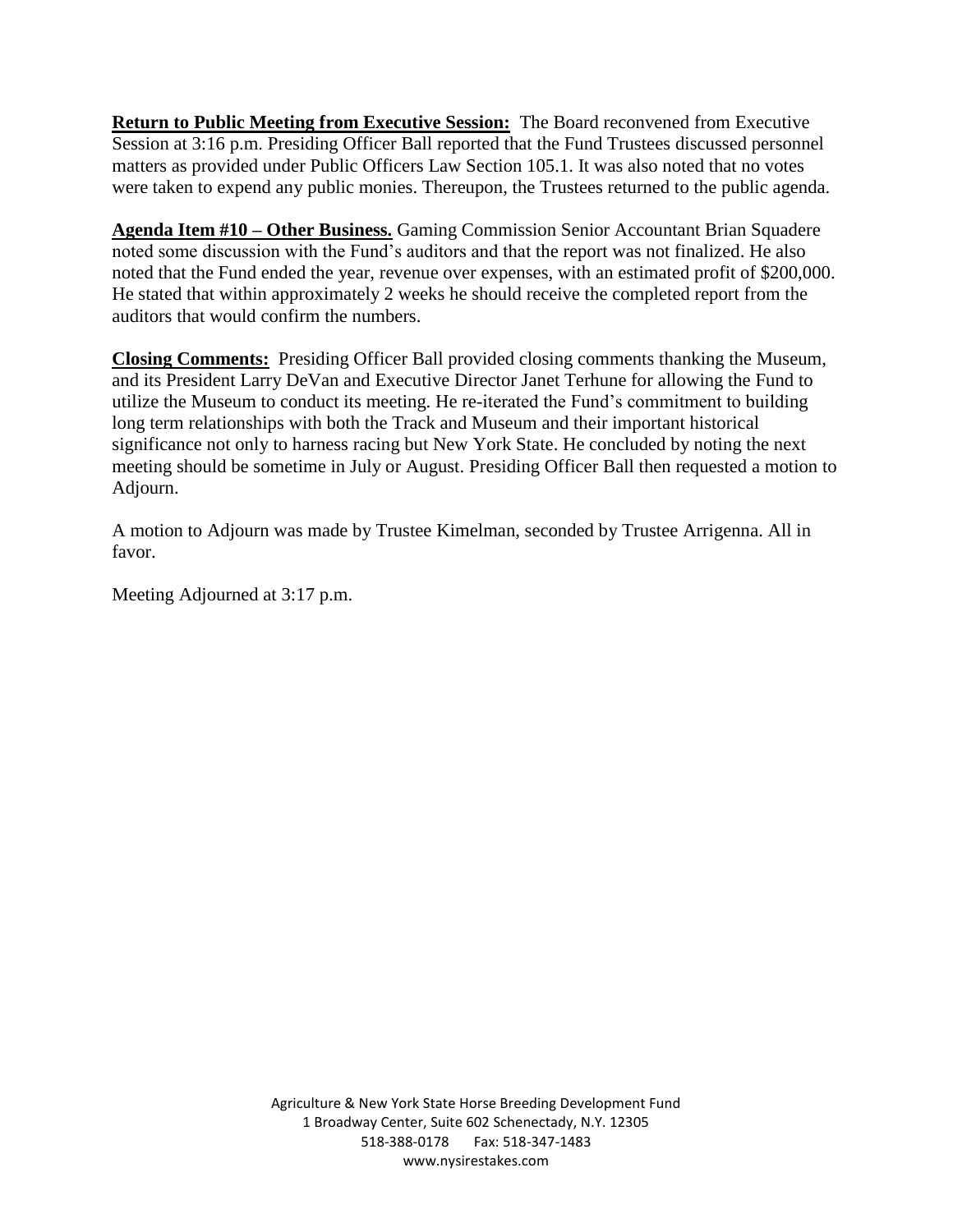**Return to Public Meeting from Executive Session:** The Board reconvened from Executive Session at 3:16 p.m. Presiding Officer Ball reported that the Fund Trustees discussed personnel matters as provided under Public Officers Law Section 105.1. It was also noted that no votes were taken to expend any public monies. Thereupon, the Trustees returned to the public agenda.

**Agenda Item #10 – Other Business.** Gaming Commission Senior Accountant Brian Squadere noted some discussion with the Fund's auditors and that the report was not finalized. He also noted that the Fund ended the year, revenue over expenses, with an estimated profit of $200,000. He stated that within approximately 2 weeks he should receive the completed report from the auditors that would confirm the numbers.

**Closing Comments:** Presiding Officer Ball provided closing comments thanking the Museum, and its President Larry DeVan and Executive Director Janet Terhune for allowing the Fund to utilize the Museum to conduct its meeting. He re-iterated the Fund's commitment to building long term relationships with both the Track and Museum and their important historical significance not only to harness racing but New York State. He concluded by noting the next meeting should be sometime in July or August. Presiding Officer Ball then requested a motion to Adjourn.

A motion to Adjourn was made by Trustee Kimelman, seconded by Trustee Arrigenna. All in favor.

Meeting Adjourned at 3:17 p.m.